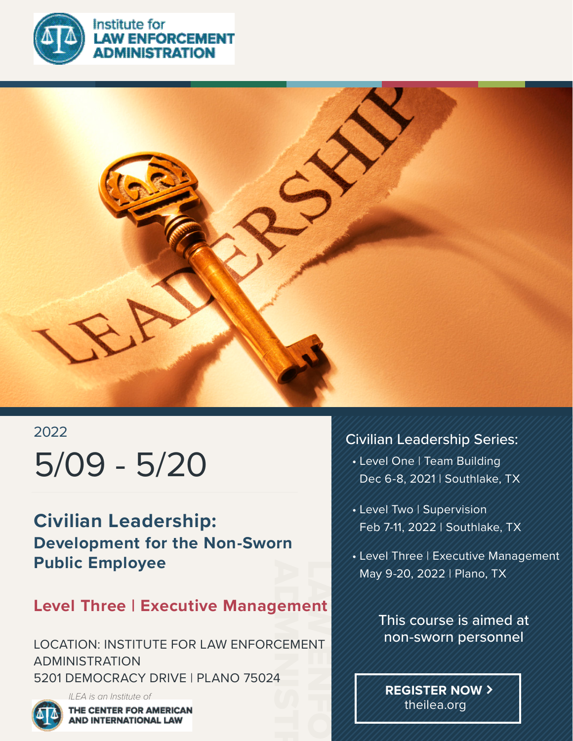Institute for **LAW ENFORCEMENT ADMINISTRATION**

2022

# 5/09 - 5/20

## Civilian Leadership:
### Development for the Non-Sworn Public Employee

### Level Three | Executive Management

LOCATION: INSTITUTE FOR LAW ENFORCEMENT ADMINISTRATION
5201 DEMOCRACY DRIVE | PLANO 75024

*ILEA is an Institute of*

**THE CENTER FOR AMERICAN AND INTERNATIONAL LAW**

Civilian Leadership Series:

- Level One | Team Building
  Dec 6-8, 2021 | Southlake, TX
- Level Two | Supervision
  Feb 7-11, 2022 | Southlake, TX
- Level Three | Executive Management
  May 9-20, 2022 | Plano, TX

This course is aimed at non-sworn personnel

**REGISTER NOW >**
theilea.org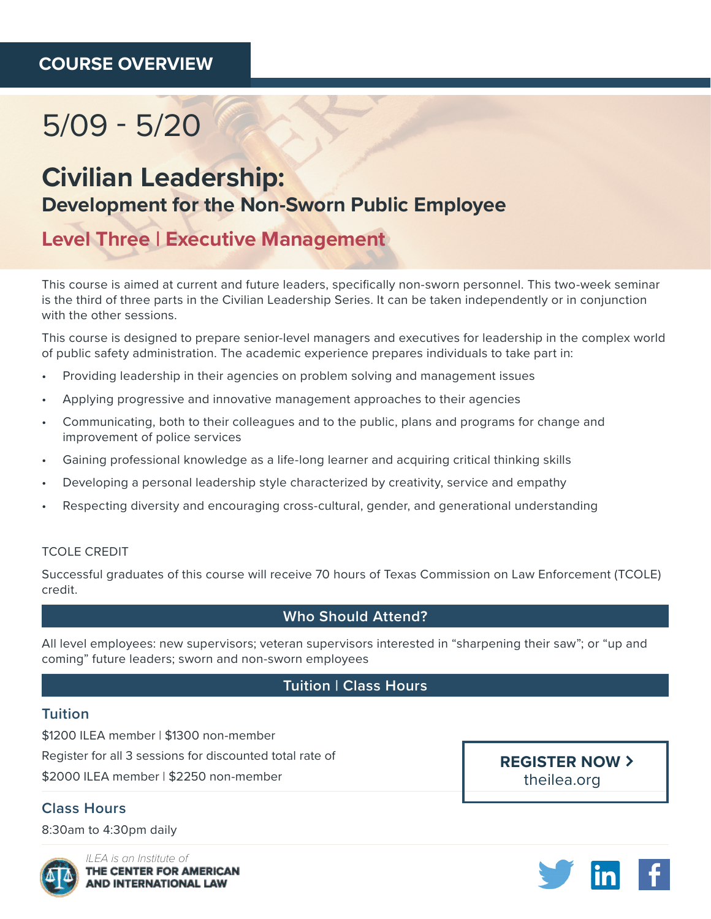## COURSE OVERVIEW

# 5/09 - 5/20

# Civilian Leadership:

## Development for the Non-Sworn Public Employee

### Level Three | Executive Management

This course is aimed at current and future leaders, specifically non-sworn personnel. This two-week seminar is the third of three parts in the Civilian Leadership Series. It can be taken independently or in conjunction with the other sessions.

This course is designed to prepare senior-level managers and executives for leadership in the complex world of public safety administration. The academic experience prepares individuals to take part in:

- Providing leadership in their agencies on problem solving and management issues
- Applying progressive and innovative management approaches to their agencies
- Communicating, both to their colleagues and to the public, plans and programs for change and improvement of police services
- Gaining professional knowledge as a life-long learner and acquiring critical thinking skills
- Developing a personal leadership style characterized by creativity, service and empathy
- Respecting diversity and encouraging cross-cultural, gender, and generational understanding

TCOLE CREDIT

Successful graduates of this course will receive 70 hours of Texas Commission on Law Enforcement (TCOLE) credit.

## Who Should Attend?

All level employees: new supervisors; veteran supervisors interested in "sharpening their saw"; or "up and coming" future leaders; sworn and non-sworn employees

## Tuition | Class Hours

### Tuition

$1200 ILEA member | $1300 non-member

Register for all 3 sessions for discounted total rate of

$2000 ILEA member | $2250 non-member

**REGISTER NOW >**
theilea.org

### Class Hours

8:30am to 4:30pm daily

*ILEA is an Institute of*
**THE CENTER FOR AMERICAN AND INTERNATIONAL LAW**